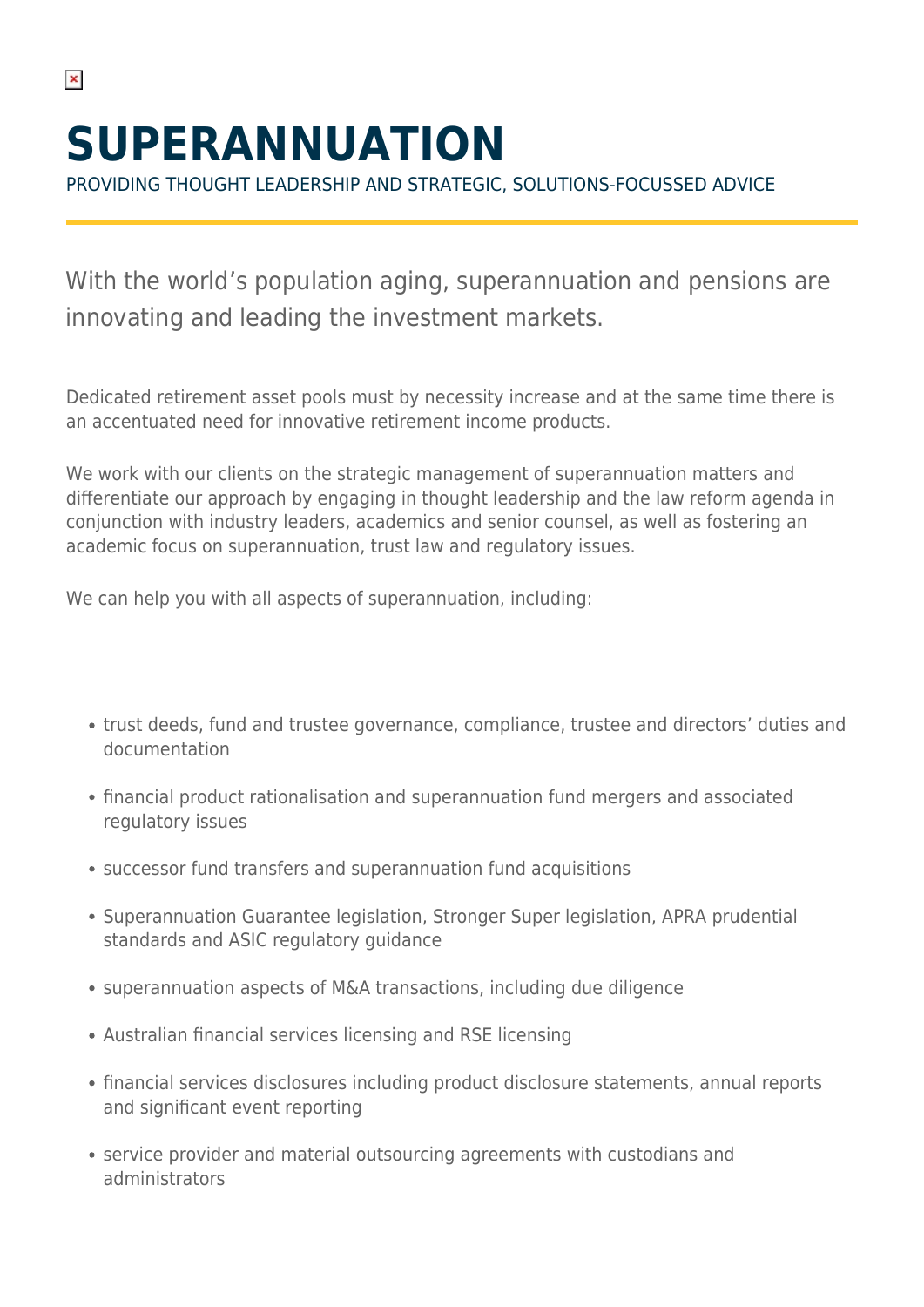# SUPERANNUATION

PROVIDING THOUGHT LEADERSHIP AND STRATEGIC, SOLUTIONS-FOCUSSED ADVICE

With the world's population aging, superannuation and pensions are innovating and leading the investment markets.

Dedicated retirement asset pools must by necessity increase and at the same time there is an accentuated need for innovative retirement income products.

We work with our clients on the strategic management of superannuation matters and differentiate our approach by engaging in thought leadership and the law reform agenda in conjunction with industry leaders, academics and senior counsel, as well as fostering an academic focus on superannuation, trust law and regulatory issues.

We can help you with all aspects of superannuation, including:

- trust deeds, fund and trustee governance, compliance, trustee and directors' duties and documentation
- financial product rationalisation and superannuation fund mergers and associated regulatory issues
- successor fund transfers and superannuation fund acquisitions
- Superannuation Guarantee legislation, Stronger Super legislation, APRA prudential standards and ASIC regulatory guidance
- superannuation aspects of M&A transactions, including due diligence
- Australian financial services licensing and RSE licensing
- financial services disclosures including product disclosure statements, annual reports and significant event reporting
- service provider and material outsourcing agreements with custodians and administrators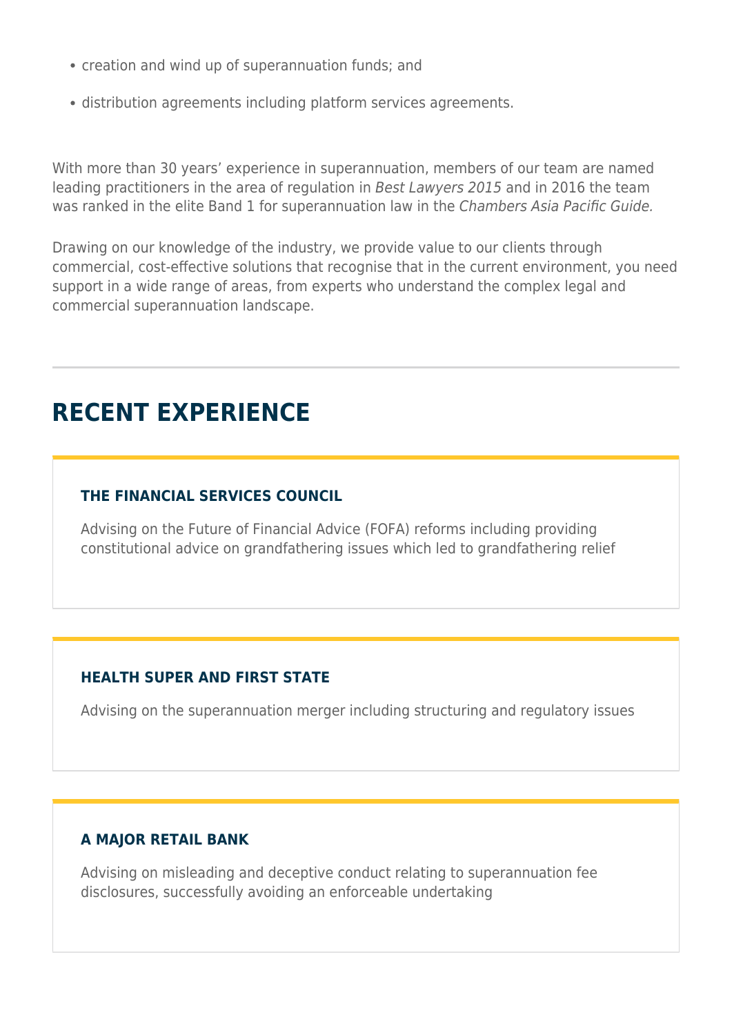- creation and wind up of superannuation funds; and
- distribution agreements including platform services agreements.

With more than 30 years' experience in superannuation, members of our team are named leading practitioners in the area of regulation in *Best Lawyers 2015* and in 2016 the team was ranked in the elite Band 1 for superannuation law in the *Chambers Asia Pacific Guide.*

Drawing on our knowledge of the industry, we provide value to our clients through commercial, cost-effective solutions that recognise that in the current environment, you need support in a wide range of areas, from experts who understand the complex legal and commercial superannuation landscape.

---

## RECENT EXPERIENCE

### THE FINANCIAL SERVICES COUNCIL

Advising on the Future of Financial Advice (FOFA) reforms including providing constitutional advice on grandfathering issues which led to grandfathering relief

### HEALTH SUPER AND FIRST STATE

Advising on the superannuation merger including structuring and regulatory issues

### A MAJOR RETAIL BANK

Advising on misleading and deceptive conduct relating to superannuation fee disclosures, successfully avoiding an enforceable undertaking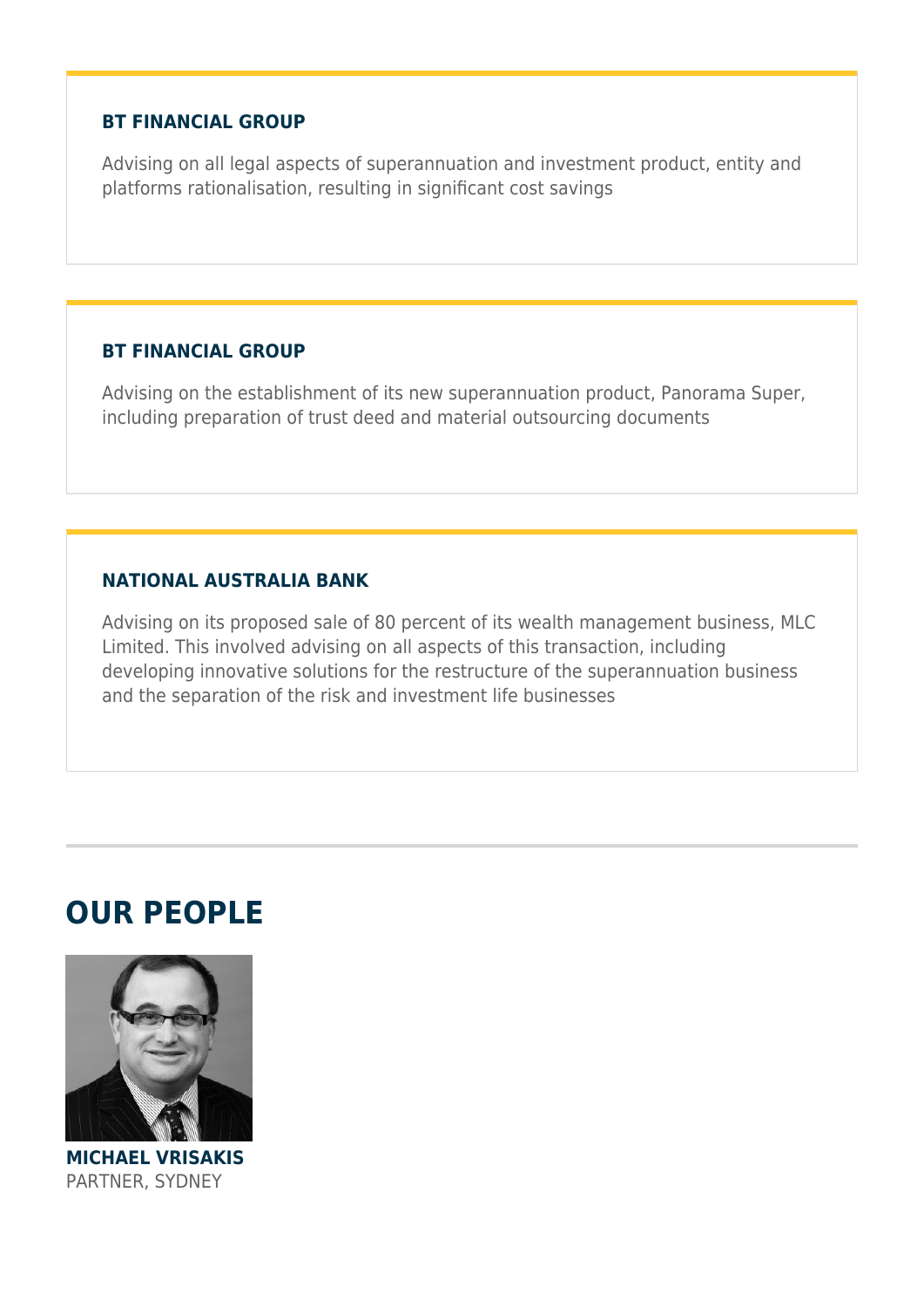### BT FINANCIAL GROUP

Advising on all legal aspects of superannuation and investment product, entity and platforms rationalisation, resulting in significant cost savings

### BT FINANCIAL GROUP

Advising on the establishment of its new superannuation product, Panorama Super, including preparation of trust deed and material outsourcing documents

### NATIONAL AUSTRALIA BANK

Advising on its proposed sale of 80 percent of its wealth management business, MLC Limited. This involved advising on all aspects of this transaction, including developing innovative solutions for the restructure of the superannuation business and the separation of the risk and investment life businesses

## OUR PEOPLE

**MICHAEL VRISAKIS**
PARTNER, SYDNEY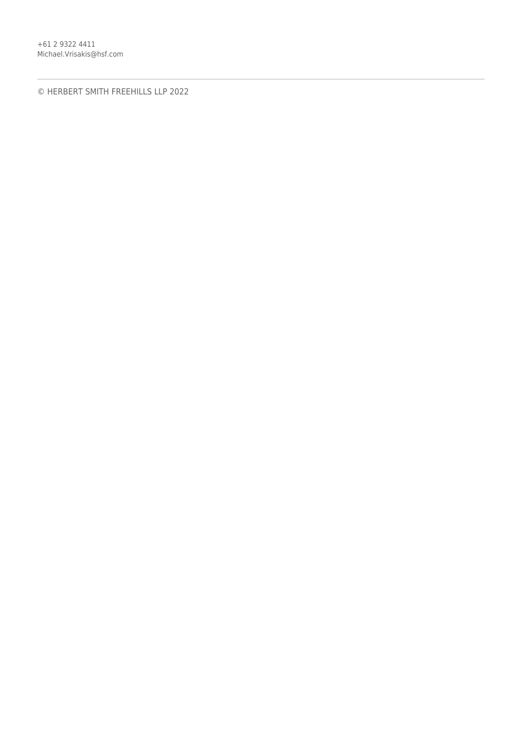+61 2 9322 4411
Michael.Vrisakis@hsf.com

---

© HERBERT SMITH FREEHILLS LLP 2022